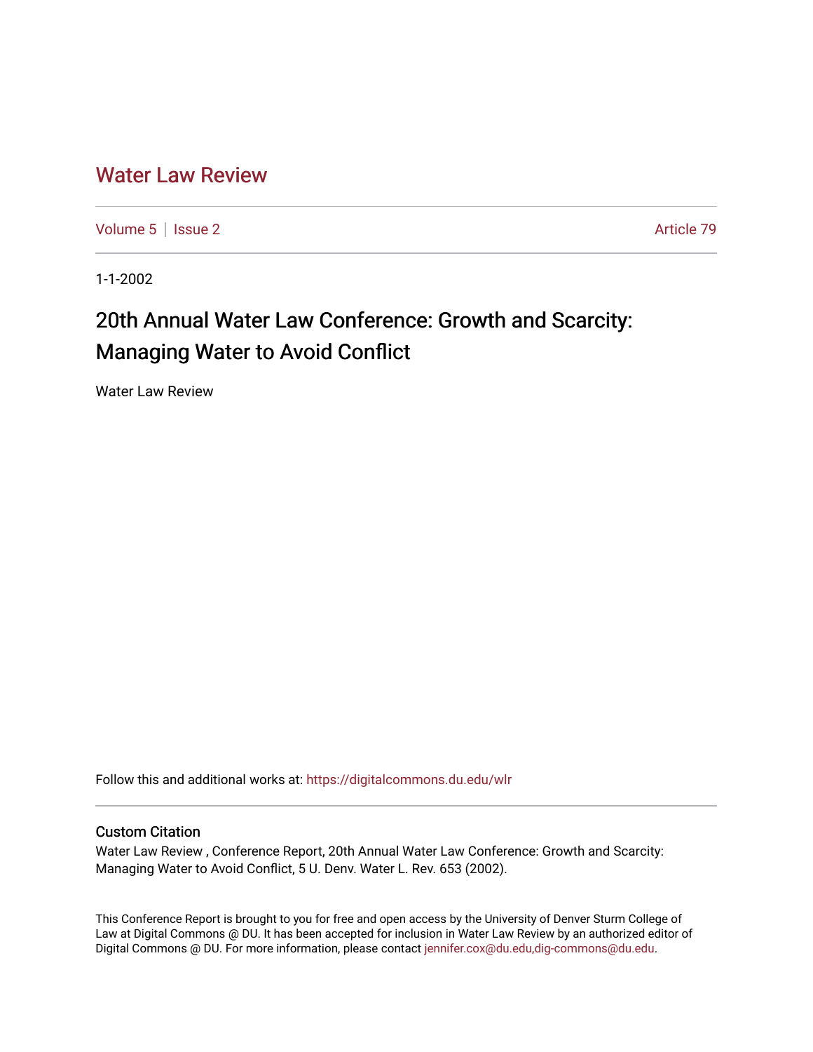# Water Law Review

Volume 5 | Issue 2 | Article 79

1-1-2002

## 20th Annual Water Law Conference: Growth and Scarcity: Managing Water to Avoid Conflict

Water Law Review

Follow this and additional works at: https://digitalcommons.du.edu/wlr

### Custom Citation

Water Law Review , Conference Report, 20th Annual Water Law Conference: Growth and Scarcity: Managing Water to Avoid Conflict, 5 U. Denv. Water L. Rev. 653 (2002).

This Conference Report is brought to you for free and open access by the University of Denver Sturm College of Law at Digital Commons @ DU. It has been accepted for inclusion in Water Law Review by an authorized editor of Digital Commons @ DU. For more information, please contact jennifer.cox@du.edu,dig-commons@du.edu.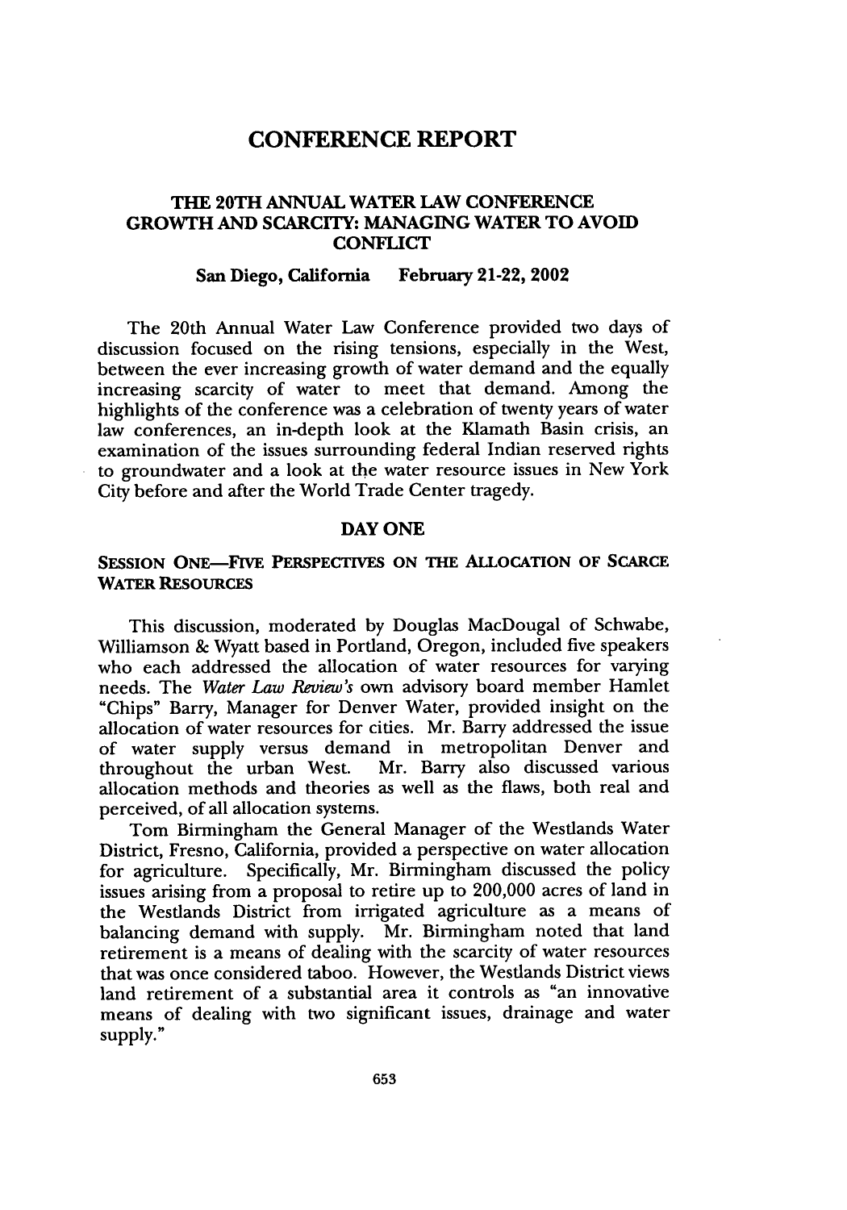# CONFERENCE REPORT

## THE 20TH ANNUAL WATER LAW CONFERENCE GROWTH AND SCARCITY: MANAGING WATER TO AVOID CONFLICT

**San Diego, California February 21-22, 2002**

The 20th Annual Water Law Conference provided two days of discussion focused on the rising tensions, especially in the West, between the ever increasing growth of water demand and the equally increasing scarcity of water to meet that demand. Among the highlights of the conference was a celebration of twenty years of water law conferences, an in-depth look at the Klamath Basin crisis, an examination of the issues surrounding federal Indian reserved rights to groundwater and a look at the water resource issues in New York City before and after the World Trade Center tragedy.

## DAY ONE

### SESSION ONE—FIVE PERSPECTIVES ON THE ALLOCATION OF SCARCE WATER RESOURCES

This discussion, moderated by Douglas MacDougal of Schwabe, Williamson & Wyatt based in Portland, Oregon, included five speakers who each addressed the allocation of water resources for varying needs. The *Water Law Review's* own advisory board member Hamlet "Chips" Barry, Manager for Denver Water, provided insight on the allocation of water resources for cities. Mr. Barry addressed the issue of water supply versus demand in metropolitan Denver and throughout the urban West. Mr. Barry also discussed various allocation methods and theories as well as the flaws, both real and perceived, of all allocation systems.

Tom Birmingham the General Manager of the Westlands Water District, Fresno, California, provided a perspective on water allocation for agriculture. Specifically, Mr. Birmingham discussed the policy issues arising from a proposal to retire up to 200,000 acres of land in the Westlands District from irrigated agriculture as a means of balancing demand with supply. Mr. Birmingham noted that land retirement is a means of dealing with the scarcity of water resources that was once considered taboo. However, the Westlands District views land retirement of a substantial area it controls as "an innovative means of dealing with two significant issues, drainage and water supply."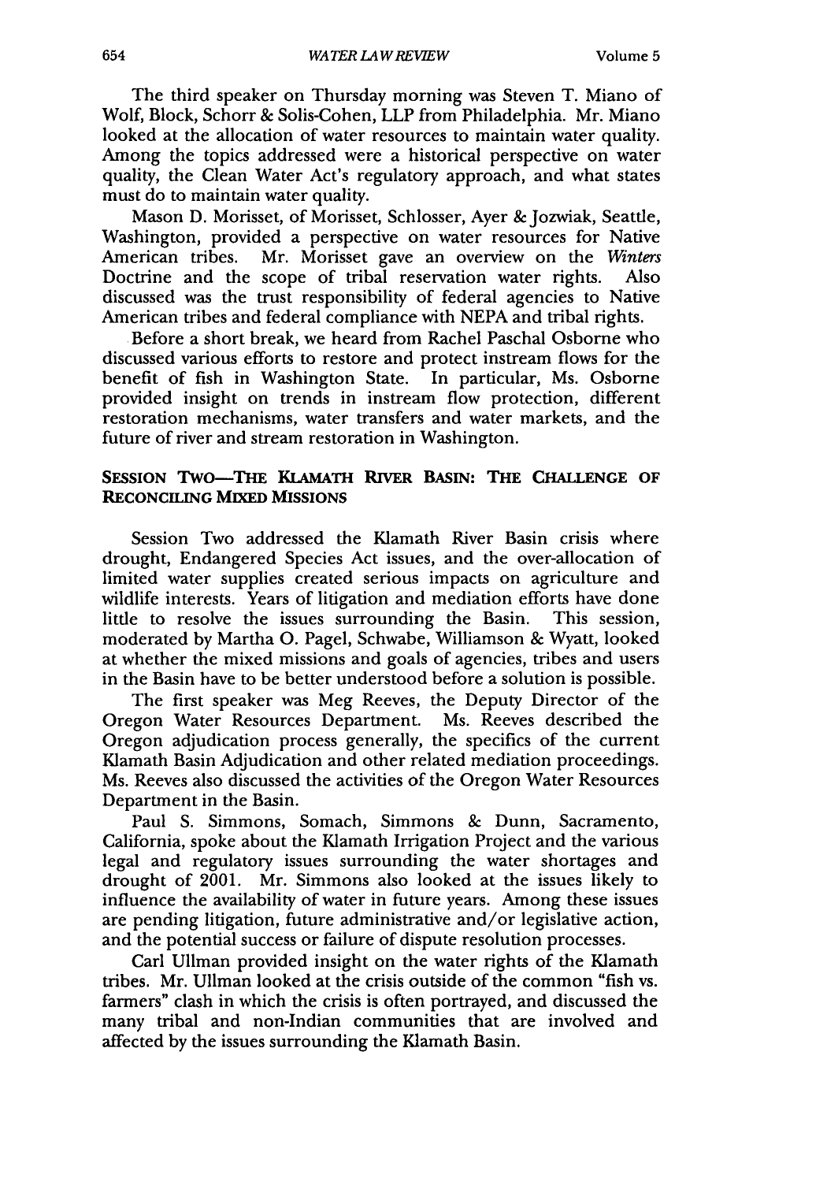The third speaker on Thursday morning was Steven T. Miano of Wolf, Block, Schorr & Solis-Cohen, LLP from Philadelphia. Mr. Miano looked at the allocation of water resources to maintain water quality. Among the topics addressed were a historical perspective on water quality, the Clean Water Act's regulatory approach, and what states must do to maintain water quality.

Mason D. Morisset, of Morisset, Schlosser, Ayer & Jozwiak, Seattle, Washington, provided a perspective on water resources for Native American tribes. Mr. Morisset gave an overview on the *Winters* Doctrine and the scope of tribal reservation water rights. Also discussed was the trust responsibility of federal agencies to Native American tribes and federal compliance with NEPA and tribal rights.

Before a short break, we heard from Rachel Paschal Osborne who discussed various efforts to restore and protect instream flows for the benefit of fish in Washington State. In particular, Ms. Osborne provided insight on trends in instream flow protection, different restoration mechanisms, water transfers and water markets, and the future of river and stream restoration in Washington.

## SESSION TWO—THE KLAMATH RIVER BASIN: THE CHALLENGE OF RECONCILING MIXED MISSIONS

Session Two addressed the Klamath River Basin crisis where drought, Endangered Species Act issues, and the over-allocation of limited water supplies created serious impacts on agriculture and wildlife interests. Years of litigation and mediation efforts have done little to resolve the issues surrounding the Basin. This session, moderated by Martha O. Pagel, Schwabe, Williamson & Wyatt, looked at whether the mixed missions and goals of agencies, tribes and users in the Basin have to be better understood before a solution is possible.

The first speaker was Meg Reeves, the Deputy Director of the Oregon Water Resources Department. Ms. Reeves described the Oregon adjudication process generally, the specifics of the current Klamath Basin Adjudication and other related mediation proceedings. Ms. Reeves also discussed the activities of the Oregon Water Resources Department in the Basin.

Paul S. Simmons, Somach, Simmons & Dunn, Sacramento, California, spoke about the Klamath Irrigation Project and the various legal and regulatory issues surrounding the water shortages and drought of 2001. Mr. Simmons also looked at the issues likely to influence the availability of water in future years. Among these issues are pending litigation, future administrative and/or legislative action, and the potential success or failure of dispute resolution processes.

Carl Ullman provided insight on the water rights of the Klamath tribes. Mr. Ullman looked at the crisis outside of the common "fish vs. farmers" clash in which the crisis is often portrayed, and discussed the many tribal and non-Indian communities that are involved and affected by the issues surrounding the Klamath Basin.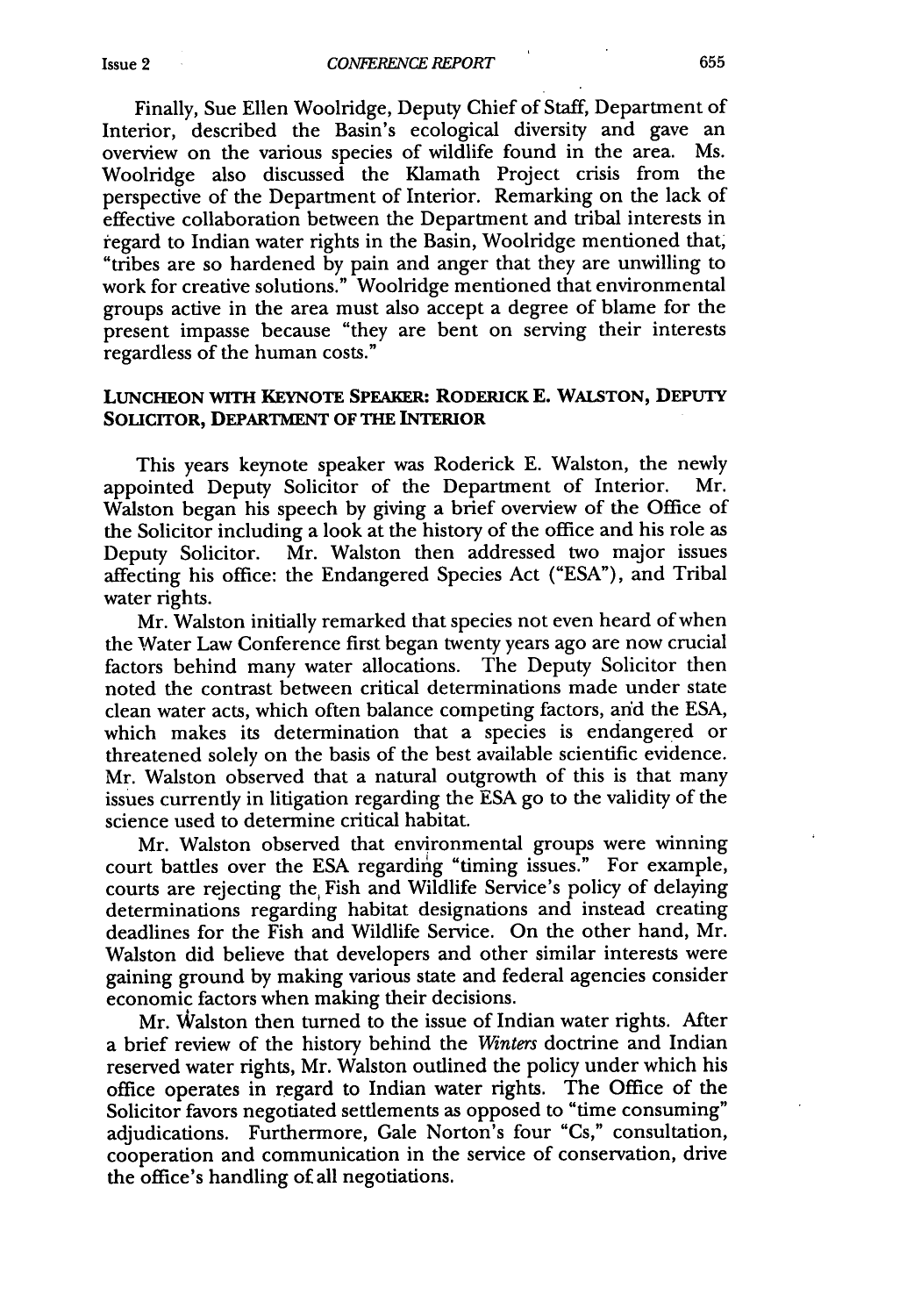Finally, Sue Ellen Woolridge, Deputy Chief of Staff, Department of Interior, described the Basin's ecological diversity and gave an overview on the various species of wildlife found in the area. Ms. Woolridge also discussed the Klamath Project crisis from the perspective of the Department of Interior. Remarking on the lack of effective collaboration between the Department and tribal interests in regard to Indian water rights in the Basin, Woolridge mentioned that, "tribes are so hardened by pain and anger that they are unwilling to work for creative solutions." Woolridge mentioned that environmental groups active in the area must also accept a degree of blame for the present impasse because "they are bent on serving their interests regardless of the human costs."

## LUNCHEON WITH KEYNOTE SPEAKER: RODERICK E. WALSTON, DEPUTY SOLICITOR, DEPARTMENT OF THE INTERIOR

This years keynote speaker was Roderick E. Walston, the newly appointed Deputy Solicitor of the Department of Interior. Mr. Walston began his speech by giving a brief overview of the Office of the Solicitor including a look at the history of the office and his role as Deputy Solicitor. Mr. Walston then addressed two major issues affecting his office: the Endangered Species Act ("ESA"), and Tribal water rights.

Mr. Walston initially remarked that species not even heard of when the Water Law Conference first began twenty years ago are now crucial factors behind many water allocations. The Deputy Solicitor then noted the contrast between critical determinations made under state clean water acts, which often balance competing factors, and the ESA, which makes its determination that a species is endangered or threatened solely on the basis of the best available scientific evidence. Mr. Walston observed that a natural outgrowth of this is that many issues currently in litigation regarding the ESA go to the validity of the science used to determine critical habitat.

Mr. Walston observed that environmental groups were winning court battles over the ESA regarding "timing issues." For example, courts are rejecting the Fish and Wildlife Service's policy of delaying determinations regarding habitat designations and instead creating deadlines for the Fish and Wildlife Service. On the other hand, Mr. Walston did believe that developers and other similar interests were gaining ground by making various state and federal agencies consider economic factors when making their decisions.

Mr. Walston then turned to the issue of Indian water rights. After a brief review of the history behind the *Winters* doctrine and Indian reserved water rights, Mr. Walston outlined the policy under which his office operates in regard to Indian water rights. The Office of the Solicitor favors negotiated settlements as opposed to "time consuming" adjudications. Furthermore, Gale Norton's four "Cs," consultation, cooperation and communication in the service of conservation, drive the office's handling of all negotiations.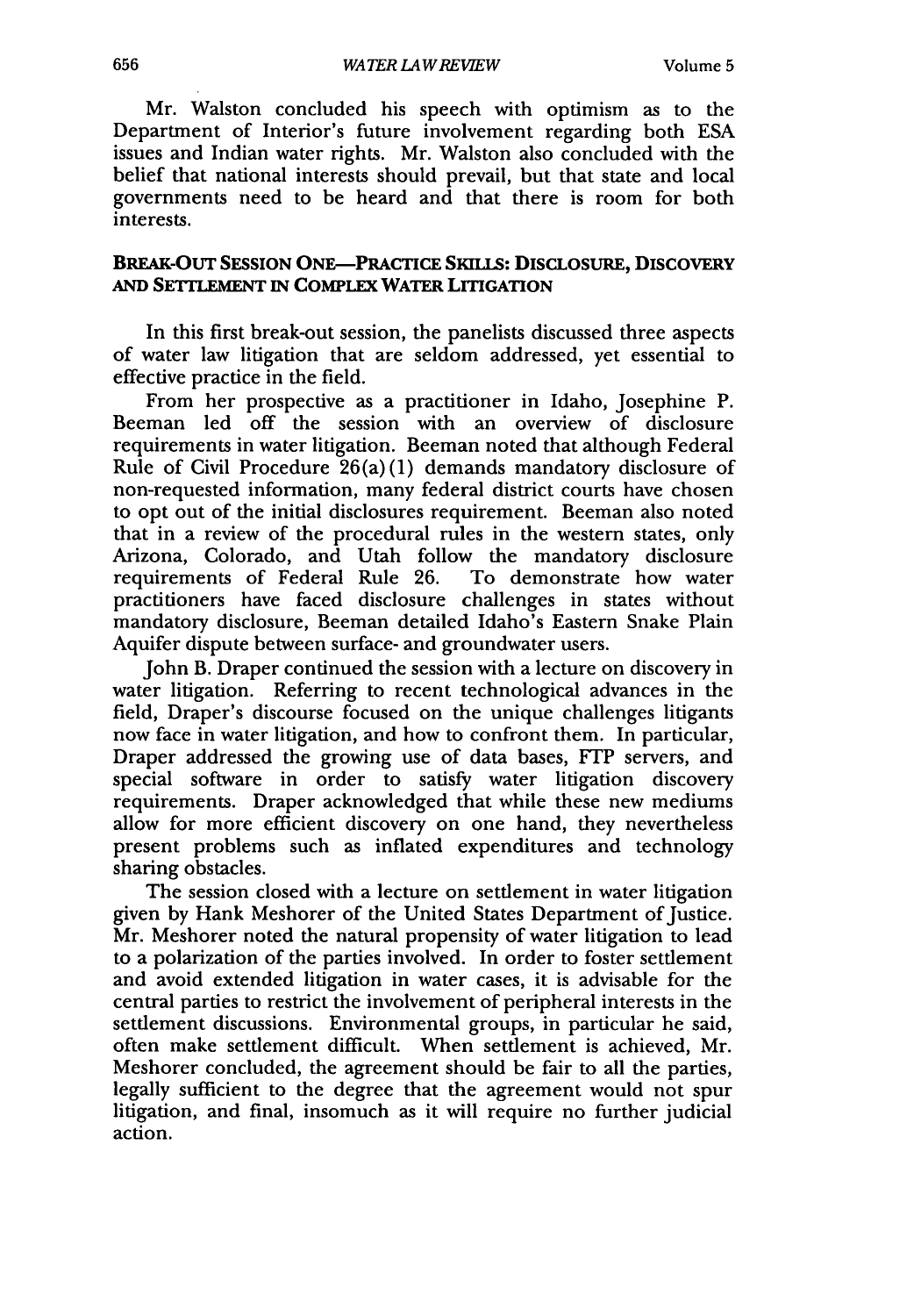Mr. Walston concluded his speech with optimism as to the Department of Interior's future involvement regarding both ESA issues and Indian water rights. Mr. Walston also concluded with the belief that national interests should prevail, but that state and local governments need to be heard and that there is room for both interests.

## BREAK-OUT SESSION ONE—PRACTICE SKILLS: DISCLOSURE, DISCOVERY AND SETTLEMENT IN COMPLEX WATER LITIGATION

In this first break-out session, the panelists discussed three aspects of water law litigation that are seldom addressed, yet essential to effective practice in the field.

From her prospective as a practitioner in Idaho, Josephine P. Beeman led off the session with an overview of disclosure requirements in water litigation. Beeman noted that although Federal Rule of Civil Procedure 26(a)(1) demands mandatory disclosure of non-requested information, many federal district courts have chosen to opt out of the initial disclosures requirement. Beeman also noted that in a review of the procedural rules in the western states, only Arizona, Colorado, and Utah follow the mandatory disclosure requirements of Federal Rule 26. To demonstrate how water practitioners have faced disclosure challenges in states without mandatory disclosure, Beeman detailed Idaho's Eastern Snake Plain Aquifer dispute between surface- and groundwater users.

John B. Draper continued the session with a lecture on discovery in water litigation. Referring to recent technological advances in the field, Draper's discourse focused on the unique challenges litigants now face in water litigation, and how to confront them. In particular, Draper addressed the growing use of data bases, FTP servers, and special software in order to satisfy water litigation discovery requirements. Draper acknowledged that while these new mediums allow for more efficient discovery on one hand, they nevertheless present problems such as inflated expenditures and technology sharing obstacles.

The session closed with a lecture on settlement in water litigation given by Hank Meshorer of the United States Department of Justice. Mr. Meshorer noted the natural propensity of water litigation to lead to a polarization of the parties involved. In order to foster settlement and avoid extended litigation in water cases, it is advisable for the central parties to restrict the involvement of peripheral interests in the settlement discussions. Environmental groups, in particular he said, often make settlement difficult. When settlement is achieved, Mr. Meshorer concluded, the agreement should be fair to all the parties, legally sufficient to the degree that the agreement would not spur litigation, and final, insomuch as it will require no further judicial action.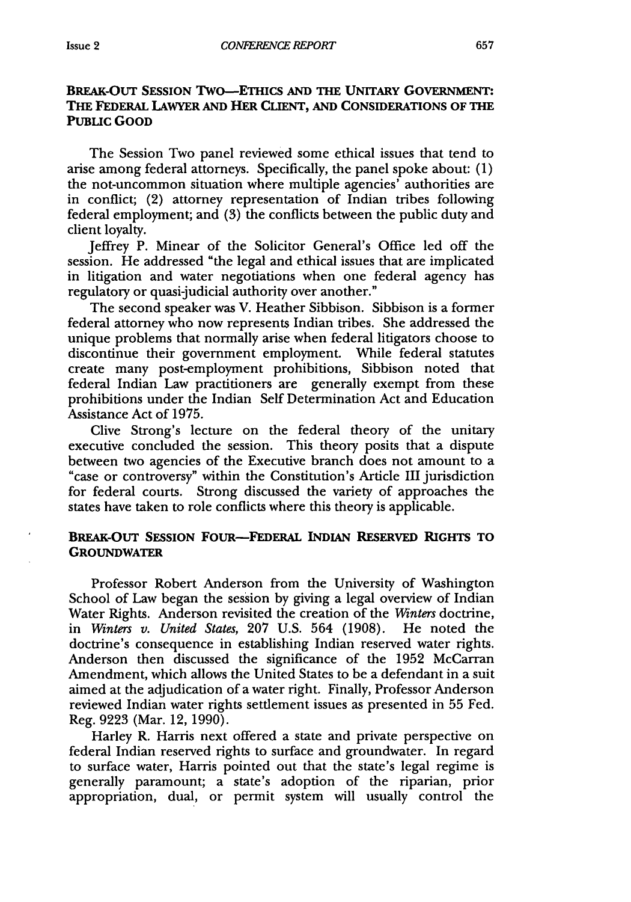### BREAK-OUT SESSION TWO—ETHICS AND THE UNITARY GOVERNMENT: THE FEDERAL LAWYER AND HER CLIENT, AND CONSIDERATIONS OF THE PUBLIC GOOD

The Session Two panel reviewed some ethical issues that tend to arise among federal attorneys. Specifically, the panel spoke about: (1) the not-uncommon situation where multiple agencies' authorities are in conflict; (2) attorney representation of Indian tribes following federal employment; and (3) the conflicts between the public duty and client loyalty.

Jeffrey P. Minear of the Solicitor General's Office led off the session. He addressed "the legal and ethical issues that are implicated in litigation and water negotiations when one federal agency has regulatory or quasi-judicial authority over another."

The second speaker was V. Heather Sibbison. Sibbison is a former federal attorney who now represents Indian tribes. She addressed the unique problems that normally arise when federal litigators choose to discontinue their government employment. While federal statutes create many post-employment prohibitions, Sibbison noted that federal Indian Law practitioners are generally exempt from these prohibitions under the Indian Self Determination Act and Education Assistance Act of 1975.

Clive Strong's lecture on the federal theory of the unitary executive concluded the session. This theory posits that a dispute between two agencies of the Executive branch does not amount to a "case or controversy" within the Constitution's Article III jurisdiction for federal courts. Strong discussed the variety of approaches the states have taken to role conflicts where this theory is applicable.

### BREAK-OUT SESSION FOUR—FEDERAL INDIAN RESERVED RIGHTS TO GROUNDWATER

Professor Robert Anderson from the University of Washington School of Law began the session by giving a legal overview of Indian Water Rights. Anderson revisited the creation of the *Winters* doctrine, in *Winters v. United States*, 207 U.S. 564 (1908). He noted the doctrine's consequence in establishing Indian reserved water rights. Anderson then discussed the significance of the 1952 McCarran Amendment, which allows the United States to be a defendant in a suit aimed at the adjudication of a water right. Finally, Professor Anderson reviewed Indian water rights settlement issues as presented in 55 Fed. Reg. 9223 (Mar. 12, 1990).

Harley R. Harris next offered a state and private perspective on federal Indian reserved rights to surface and groundwater. In regard to surface water, Harris pointed out that the state's legal regime is generally paramount; a state's adoption of the riparian, prior appropriation, dual, or permit system will usually control the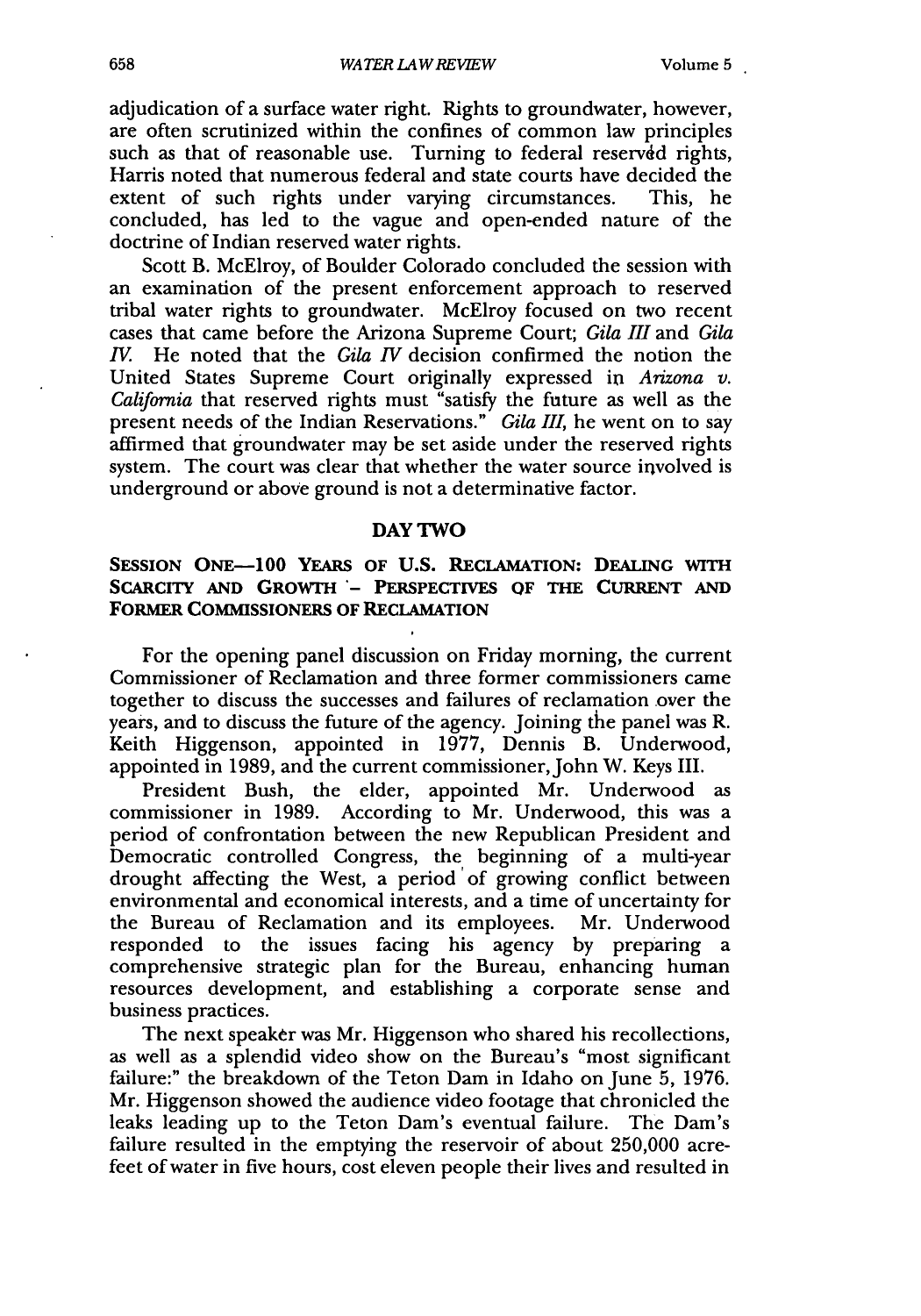adjudication of a surface water right. Rights to groundwater, however, are often scrutinized within the confines of common law principles such as that of reasonable use. Turning to federal reserved rights, Harris noted that numerous federal and state courts have decided the extent of such rights under varying circumstances. This, he concluded, has led to the vague and open-ended nature of the doctrine of Indian reserved water rights.

Scott B. McElroy, of Boulder Colorado concluded the session with an examination of the present enforcement approach to reserved tribal water rights to groundwater. McElroy focused on two recent cases that came before the Arizona Supreme Court; *Gila III* and *Gila IV*. He noted that the *Gila IV* decision confirmed the notion the United States Supreme Court originally expressed in *Arizona v. California* that reserved rights must "satisfy the future as well as the present needs of the Indian Reservations." *Gila III*, he went on to say affirmed that groundwater may be set aside under the reserved rights system. The court was clear that whether the water source involved is underground or above ground is not a determinative factor.

## DAY TWO

### SESSION ONE—100 YEARS OF U.S. RECLAMATION: DEALING WITH SCARCITY AND GROWTH - PERSPECTIVES OF THE CURRENT AND FORMER COMMISSIONERS OF RECLAMATION

For the opening panel discussion on Friday morning, the current Commissioner of Reclamation and three former commissioners came together to discuss the successes and failures of reclamation over the years, and to discuss the future of the agency. Joining the panel was R. Keith Higgenson, appointed in 1977, Dennis B. Underwood, appointed in 1989, and the current commissioner, John W. Keys III.

President Bush, the elder, appointed Mr. Underwood as commissioner in 1989. According to Mr. Underwood, this was a period of confrontation between the new Republican President and Democratic controlled Congress, the beginning of a multi-year drought affecting the West, a period of growing conflict between environmental and economical interests, and a time of uncertainty for the Bureau of Reclamation and its employees. Mr. Underwood responded to the issues facing his agency by preparing a comprehensive strategic plan for the Bureau, enhancing human resources development, and establishing a corporate sense and business practices.

The next speaker was Mr. Higgenson who shared his recollections, as well as a splendid video show on the Bureau's "most significant failure:" the breakdown of the Teton Dam in Idaho on June 5, 1976. Mr. Higgenson showed the audience video footage that chronicled the leaks leading up to the Teton Dam's eventual failure. The Dam's failure resulted in the emptying the reservoir of about 250,000 acre-feet of water in five hours, cost eleven people their lives and resulted in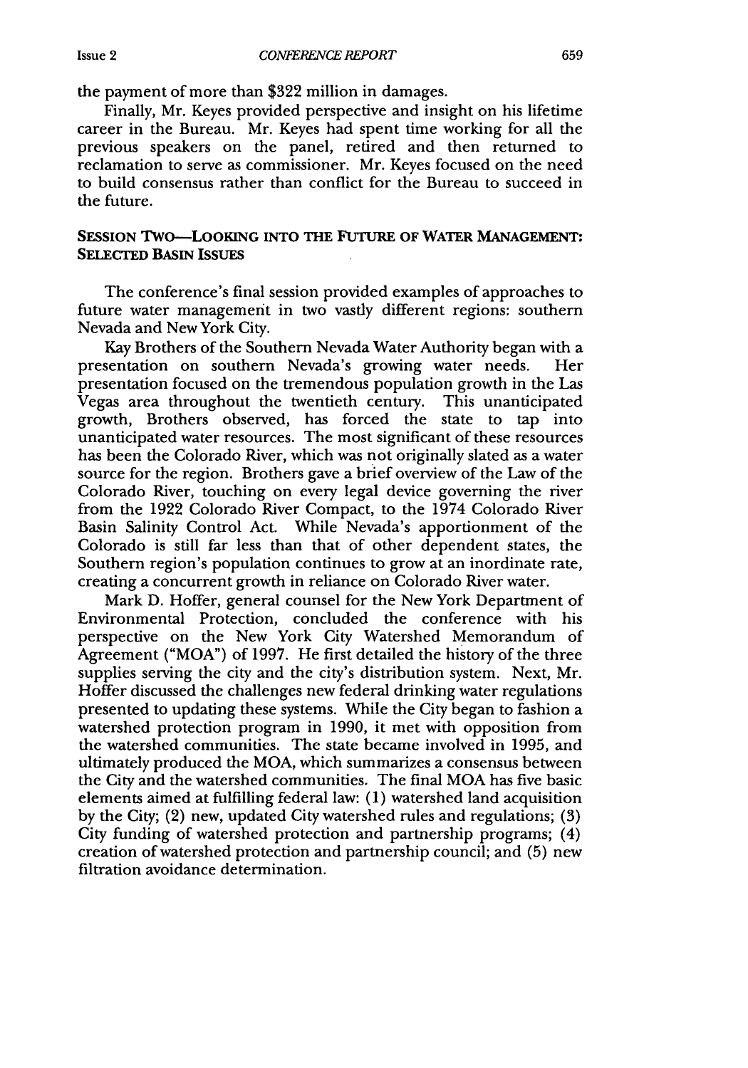the payment of more than $322 million in damages.

Finally, Mr. Keyes provided perspective and insight on his lifetime career in the Bureau. Mr. Keyes had spent time working for all the previous speakers on the panel, retired and then returned to reclamation to serve as commissioner. Mr. Keyes focused on the need to build consensus rather than conflict for the Bureau to succeed in the future.

## SESSION TWO—LOOKING INTO THE FUTURE OF WATER MANAGEMENT: SELECTED BASIN ISSUES

The conference's final session provided examples of approaches to future water management in two vastly different regions: southern Nevada and New York City.

Kay Brothers of the Southern Nevada Water Authority began with a presentation on southern Nevada's growing water needs. Her presentation focused on the tremendous population growth in the Las Vegas area throughout the twentieth century. This unanticipated growth, Brothers observed, has forced the state to tap into unanticipated water resources. The most significant of these resources has been the Colorado River, which was not originally slated as a water source for the region. Brothers gave a brief overview of the Law of the Colorado River, touching on every legal device governing the river from the 1922 Colorado River Compact, to the 1974 Colorado River Basin Salinity Control Act. While Nevada's apportionment of the Colorado is still far less than that of other dependent states, the Southern region's population continues to grow at an inordinate rate, creating a concurrent growth in reliance on Colorado River water.

Mark D. Hoffer, general counsel for the New York Department of Environmental Protection, concluded the conference with his perspective on the New York City Watershed Memorandum of Agreement ("MOA") of 1997. He first detailed the history of the three supplies serving the city and the city's distribution system. Next, Mr. Hoffer discussed the challenges new federal drinking water regulations presented to updating these systems. While the City began to fashion a watershed protection program in 1990, it met with opposition from the watershed communities. The state became involved in 1995, and ultimately produced the MOA, which summarizes a consensus between the City and the watershed communities. The final MOA has five basic elements aimed at fulfilling federal law: (1) watershed land acquisition by the City; (2) new, updated City watershed rules and regulations; (3) City funding of watershed protection and partnership programs; (4) creation of watershed protection and partnership council; and (5) new filtration avoidance determination.